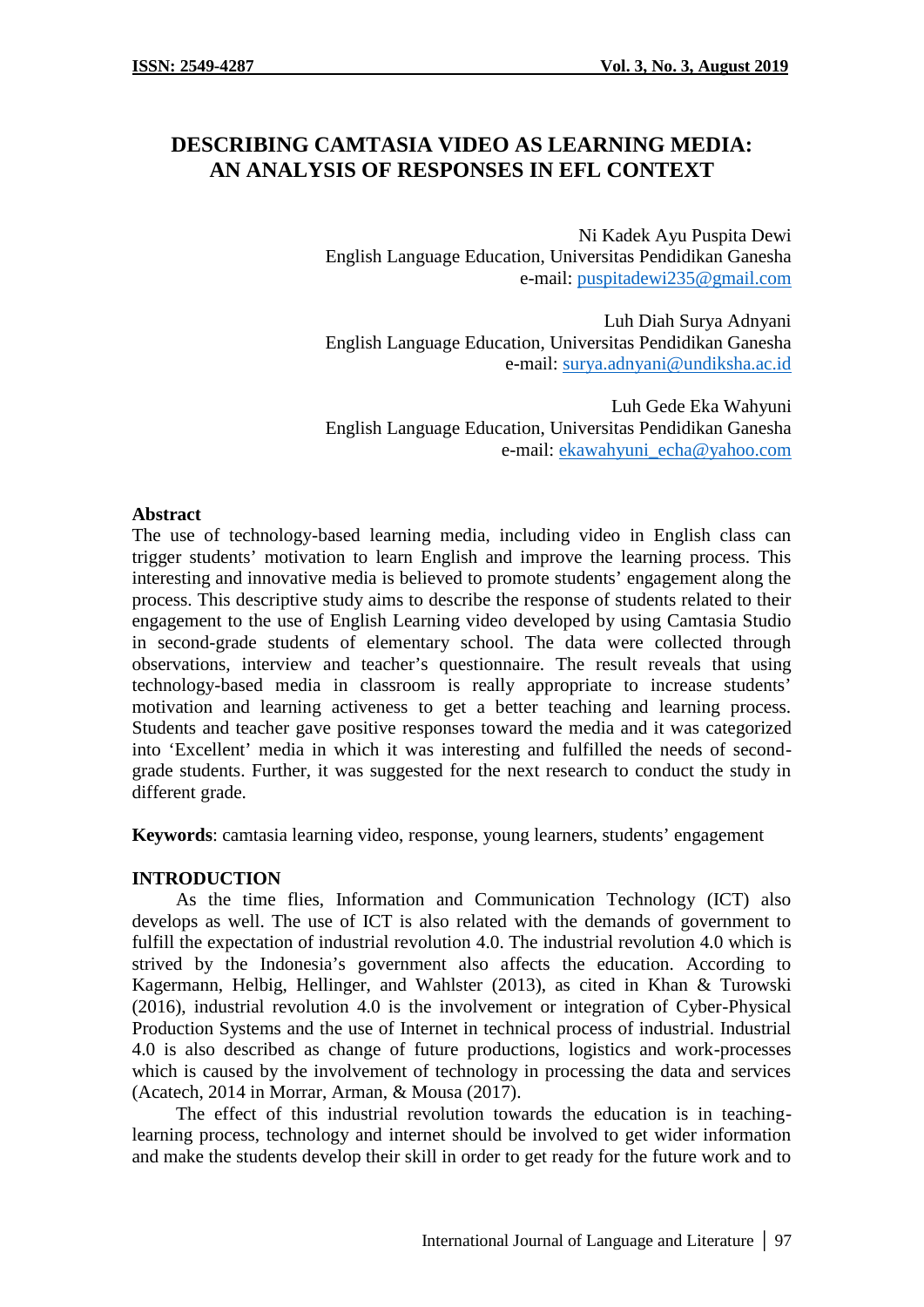# DESCRIBING CAMTASIA VIDEO AS LEARNING MEDIA: AN ANALYSIS OF RESPONSES IN EFL CONTEXT

Ni Kadek Ayu Puspita Dewi
English Language Education, Universitas Pendidikan Ganesha
e-mail: puspitadewi235@gmail.com

Luh Diah Surya Adnyani
English Language Education, Universitas Pendidikan Ganesha
e-mail: surya.adnyani@undiksha.ac.id

Luh Gede Eka Wahyuni
English Language Education, Universitas Pendidikan Ganesha
e-mail: ekawahyuni_echa@yahoo.com

## Abstract

The use of technology-based learning media, including video in English class can trigger students' motivation to learn English and improve the learning process. This interesting and innovative media is believed to promote students' engagement along the process. This descriptive study aims to describe the response of students related to their engagement to the use of English Learning video developed by using Camtasia Studio in second-grade students of elementary school. The data were collected through observations, interview and teacher's questionnaire. The result reveals that using technology-based media in classroom is really appropriate to increase students' motivation and learning activeness to get a better teaching and learning process. Students and teacher gave positive responses toward the media and it was categorized into 'Excellent' media in which it was interesting and fulfilled the needs of second-grade students. Further, it was suggested for the next research to conduct the study in different grade.

**Keywords**: camtasia learning video, response, young learners, students' engagement

## INTRODUCTION

As the time flies, Information and Communication Technology (ICT) also develops as well. The use of ICT is also related with the demands of government to fulfill the expectation of industrial revolution 4.0. The industrial revolution 4.0 which is strived by the Indonesia's government also affects the education. According to Kagermann, Helbig, Hellinger, and Wahlster (2013), as cited in Khan & Turowski (2016), industrial revolution 4.0 is the involvement or integration of Cyber-Physical Production Systems and the use of Internet in technical process of industrial. Industrial 4.0 is also described as change of future productions, logistics and work-processes which is caused by the involvement of technology in processing the data and services (Acatech, 2014 in Morrar, Arman, & Mousa (2017).

The effect of this industrial revolution towards the education is in teaching-learning process, technology and internet should be involved to get wider information and make the students develop their skill in order to get ready for the future work and to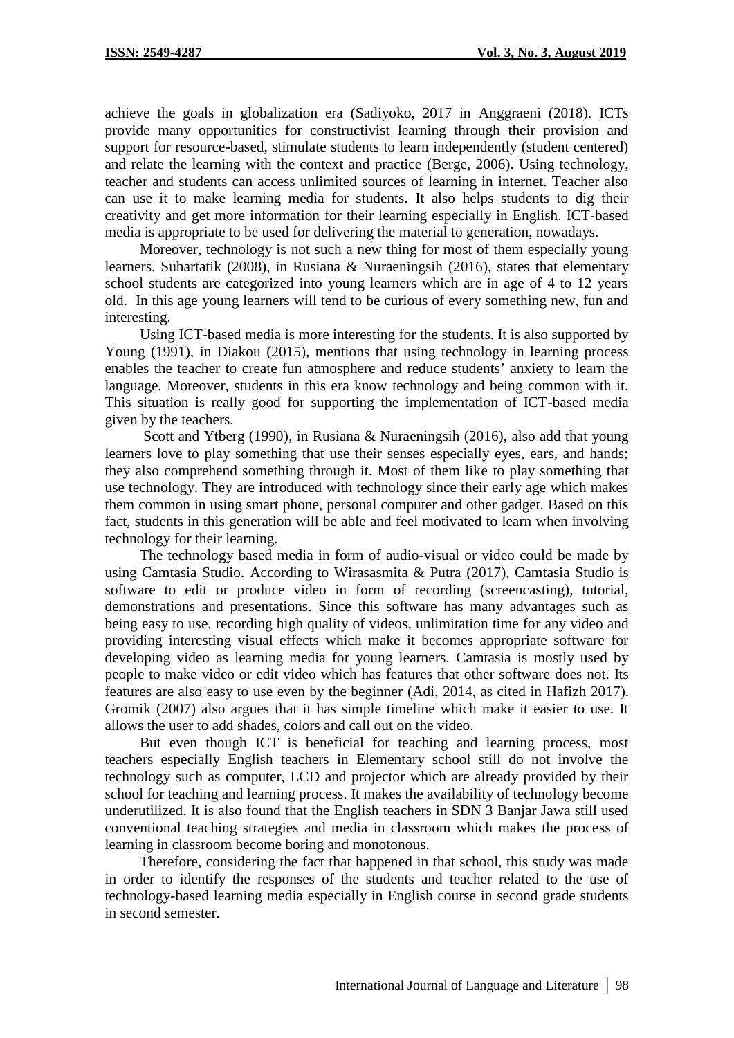achieve the goals in globalization era (Sadiyoko, 2017 in Anggraeni (2018). ICTs provide many opportunities for constructivist learning through their provision and support for resource-based, stimulate students to learn independently (student centered) and relate the learning with the context and practice (Berge, 2006). Using technology, teacher and students can access unlimited sources of learning in internet. Teacher also can use it to make learning media for students. It also helps students to dig their creativity and get more information for their learning especially in English. ICT-based media is appropriate to be used for delivering the material to generation, nowadays.

Moreover, technology is not such a new thing for most of them especially young learners. Suhartatik (2008), in Rusiana & Nuraeningsih (2016), states that elementary school students are categorized into young learners which are in age of 4 to 12 years old. In this age young learners will tend to be curious of every something new, fun and interesting.

Using ICT-based media is more interesting for the students. It is also supported by Young (1991), in Diakou (2015), mentions that using technology in learning process enables the teacher to create fun atmosphere and reduce students' anxiety to learn the language. Moreover, students in this era know technology and being common with it. This situation is really good for supporting the implementation of ICT-based media given by the teachers.

Scott and Ytberg (1990), in Rusiana & Nuraeningsih (2016), also add that young learners love to play something that use their senses especially eyes, ears, and hands; they also comprehend something through it. Most of them like to play something that use technology. They are introduced with technology since their early age which makes them common in using smart phone, personal computer and other gadget. Based on this fact, students in this generation will be able and feel motivated to learn when involving technology for their learning.

The technology based media in form of audio-visual or video could be made by using Camtasia Studio. According to Wirasasmita & Putra (2017), Camtasia Studio is software to edit or produce video in form of recording (screencasting), tutorial, demonstrations and presentations. Since this software has many advantages such as being easy to use, recording high quality of videos, unlimitation time for any video and providing interesting visual effects which make it becomes appropriate software for developing video as learning media for young learners. Camtasia is mostly used by people to make video or edit video which has features that other software does not. Its features are also easy to use even by the beginner (Adi, 2014, as cited in Hafizh 2017). Gromik (2007) also argues that it has simple timeline which make it easier to use. It allows the user to add shades, colors and call out on the video.

But even though ICT is beneficial for teaching and learning process, most teachers especially English teachers in Elementary school still do not involve the technology such as computer, LCD and projector which are already provided by their school for teaching and learning process. It makes the availability of technology become underutilized. It is also found that the English teachers in SDN 3 Banjar Jawa still used conventional teaching strategies and media in classroom which makes the process of learning in classroom become boring and monotonous.

Therefore, considering the fact that happened in that school, this study was made in order to identify the responses of the students and teacher related to the use of technology-based learning media especially in English course in second grade students in second semester.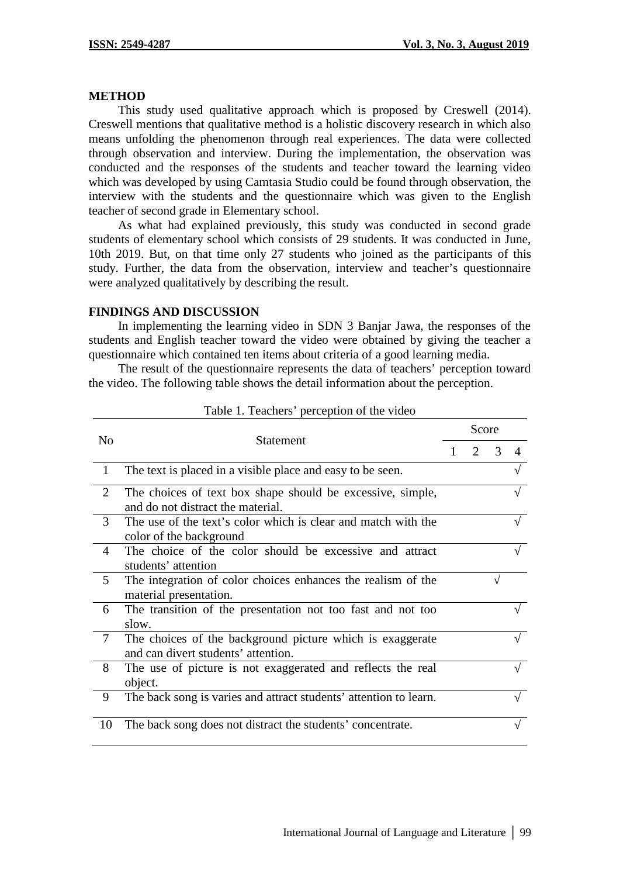## METHOD

This study used qualitative approach which is proposed by Creswell (2014). Creswell mentions that qualitative method is a holistic discovery research in which also means unfolding the phenomenon through real experiences. The data were collected through observation and interview. During the implementation, the observation was conducted and the responses of the students and teacher toward the learning video which was developed by using Camtasia Studio could be found through observation, the interview with the students and the questionnaire which was given to the English teacher of second grade in Elementary school.

As what had explained previously, this study was conducted in second grade students of elementary school which consists of 29 students. It was conducted in June, 10th 2019. But, on that time only 27 students who joined as the participants of this study. Further, the data from the observation, interview and teacher's questionnaire were analyzed qualitatively by describing the result.

## FINDINGS AND DISCUSSION

In implementing the learning video in SDN 3 Banjar Jawa, the responses of the students and English teacher toward the video were obtained by giving the teacher a questionnaire which contained ten items about criteria of a good learning media.

The result of the questionnaire represents the data of teachers' perception toward the video. The following table shows the detail information about the perception.

Table 1. Teachers' perception of the video

| No | Statement | Score | | | |
|---|---|---|---|---|---|
| | | 1 | 2 | 3 | 4 |
| 1 | The text is placed in a visible place and easy to be seen. | | | | √ |
| 2 | The choices of text box shape should be excessive, simple, and do not distract the material. | | | | √ |
| 3 | The use of the text's color which is clear and match with the color of the background | | | | √ |
| 4 | The choice of the color should be excessive and attract students' attention | | | | √ |
| 5 | The integration of color choices enhances the realism of the material presentation. | | | √ | |
| 6 | The transition of the presentation not too fast and not too slow. | | | | √ |
| 7 | The choices of the background picture which is exaggerate and can divert students' attention. | | | | √ |
| 8 | The use of picture is not exaggerated and reflects the real object. | | | | √ |
| 9 | The back song is varies and attract students' attention to learn. | | | | √ |
| 10 | The back song does not distract the students' concentrate. | | | | √ |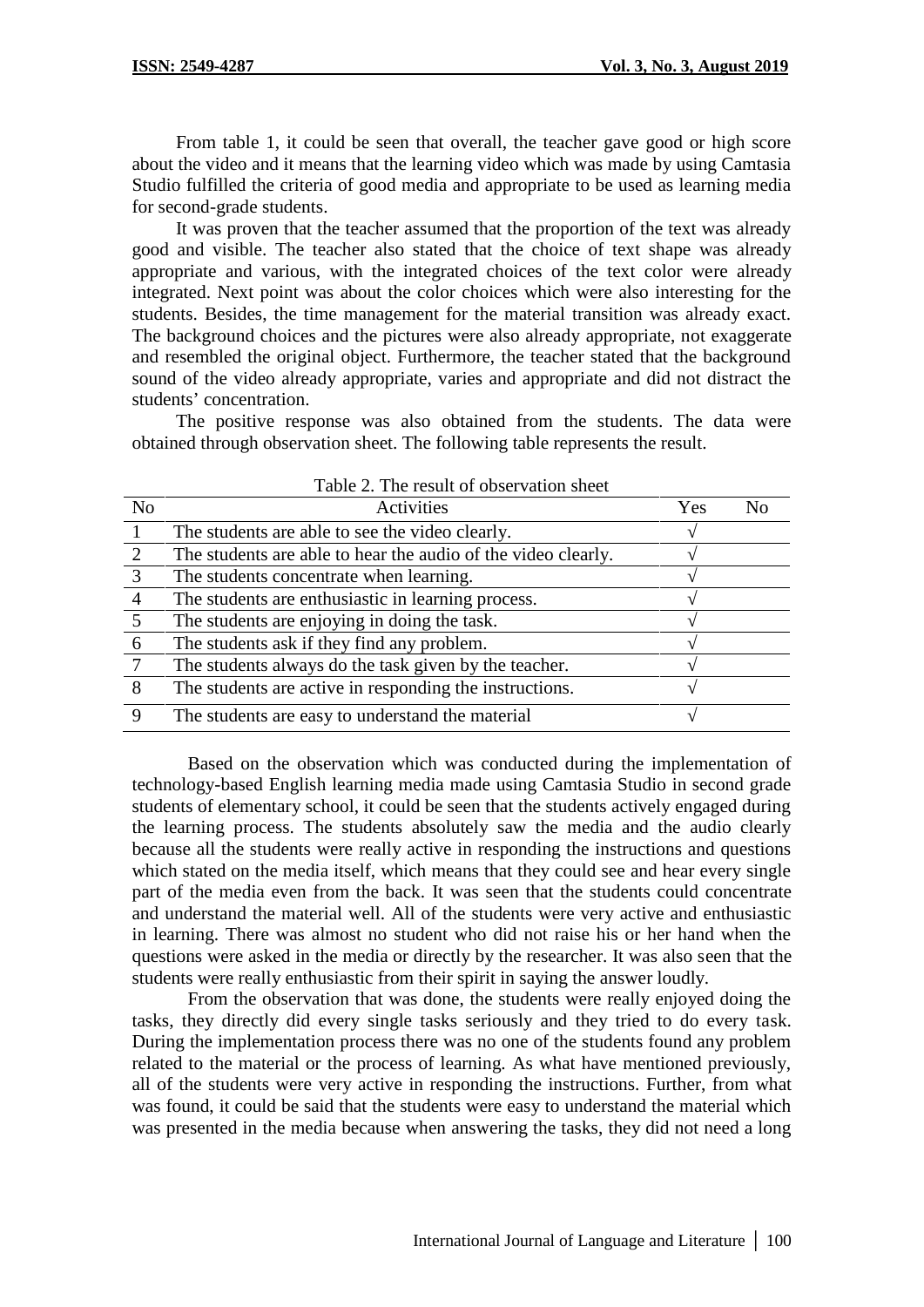From table 1, it could be seen that overall, the teacher gave good or high score about the video and it means that the learning video which was made by using Camtasia Studio fulfilled the criteria of good media and appropriate to be used as learning media for second-grade students.

It was proven that the teacher assumed that the proportion of the text was already good and visible. The teacher also stated that the choice of text shape was already appropriate and various, with the integrated choices of the text color were already integrated. Next point was about the color choices which were also interesting for the students. Besides, the time management for the material transition was already exact. The background choices and the pictures were also already appropriate, not exaggerate and resembled the original object. Furthermore, the teacher stated that the background sound of the video already appropriate, varies and appropriate and did not distract the students' concentration.

The positive response was also obtained from the students. The data were obtained through observation sheet. The following table represents the result.

Table 2. The result of observation sheet

| No | Activities | Yes | No |
|---|---|---|---|
| 1 | The students are able to see the video clearly. | √ | |
| 2 | The students are able to hear the audio of the video clearly. | √ | |
| 3 | The students concentrate when learning. | √ | |
| 4 | The students are enthusiastic in learning process. | √ | |
| 5 | The students are enjoying in doing the task. | √ | |
| 6 | The students ask if they find any problem. | √ | |
| 7 | The students always do the task given by the teacher. | √ | |
| 8 | The students are active in responding the instructions. | √ | |
| 9 | The students are easy to understand the material | √ | |

Based on the observation which was conducted during the implementation of technology-based English learning media made using Camtasia Studio in second grade students of elementary school, it could be seen that the students actively engaged during the learning process. The students absolutely saw the media and the audio clearly because all the students were really active in responding the instructions and questions which stated on the media itself, which means that they could see and hear every single part of the media even from the back. It was seen that the students could concentrate and understand the material well. All of the students were very active and enthusiastic in learning. There was almost no student who did not raise his or her hand when the questions were asked in the media or directly by the researcher. It was also seen that the students were really enthusiastic from their spirit in saying the answer loudly.

From the observation that was done, the students were really enjoyed doing the tasks, they directly did every single tasks seriously and they tried to do every task. During the implementation process there was no one of the students found any problem related to the material or the process of learning. As what have mentioned previously, all of the students were very active in responding the instructions. Further, from what was found, it could be said that the students were easy to understand the material which was presented in the media because when answering the tasks, they did not need a long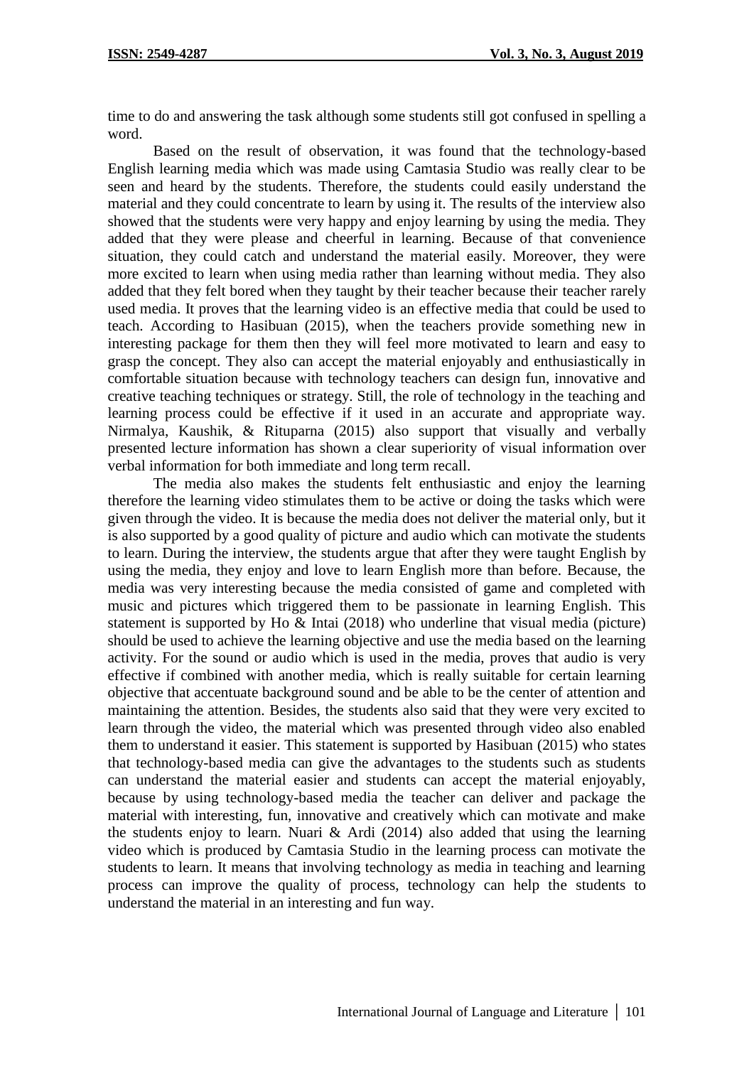time to do and answering the task although some students still got confused in spelling a word.

Based on the result of observation, it was found that the technology-based English learning media which was made using Camtasia Studio was really clear to be seen and heard by the students. Therefore, the students could easily understand the material and they could concentrate to learn by using it. The results of the interview also showed that the students were very happy and enjoy learning by using the media. They added that they were please and cheerful in learning. Because of that convenience situation, they could catch and understand the material easily. Moreover, they were more excited to learn when using media rather than learning without media. They also added that they felt bored when they taught by their teacher because their teacher rarely used media. It proves that the learning video is an effective media that could be used to teach. According to Hasibuan (2015), when the teachers provide something new in interesting package for them then they will feel more motivated to learn and easy to grasp the concept. They also can accept the material enjoyably and enthusiastically in comfortable situation because with technology teachers can design fun, innovative and creative teaching techniques or strategy. Still, the role of technology in the teaching and learning process could be effective if it used in an accurate and appropriate way. Nirmalya, Kaushik, & Rituparna (2015) also support that visually and verbally presented lecture information has shown a clear superiority of visual information over verbal information for both immediate and long term recall.

The media also makes the students felt enthusiastic and enjoy the learning therefore the learning video stimulates them to be active or doing the tasks which were given through the video. It is because the media does not deliver the material only, but it is also supported by a good quality of picture and audio which can motivate the students to learn. During the interview, the students argue that after they were taught English by using the media, they enjoy and love to learn English more than before. Because, the media was very interesting because the media consisted of game and completed with music and pictures which triggered them to be passionate in learning English. This statement is supported by Ho & Intai (2018) who underline that visual media (picture) should be used to achieve the learning objective and use the media based on the learning activity. For the sound or audio which is used in the media, proves that audio is very effective if combined with another media, which is really suitable for certain learning objective that accentuate background sound and be able to be the center of attention and maintaining the attention. Besides, the students also said that they were very excited to learn through the video, the material which was presented through video also enabled them to understand it easier. This statement is supported by Hasibuan (2015) who states that technology-based media can give the advantages to the students such as students can understand the material easier and students can accept the material enjoyably, because by using technology-based media the teacher can deliver and package the material with interesting, fun, innovative and creatively which can motivate and make the students enjoy to learn. Nuari & Ardi (2014) also added that using the learning video which is produced by Camtasia Studio in the learning process can motivate the students to learn. It means that involving technology as media in teaching and learning process can improve the quality of process, technology can help the students to understand the material in an interesting and fun way.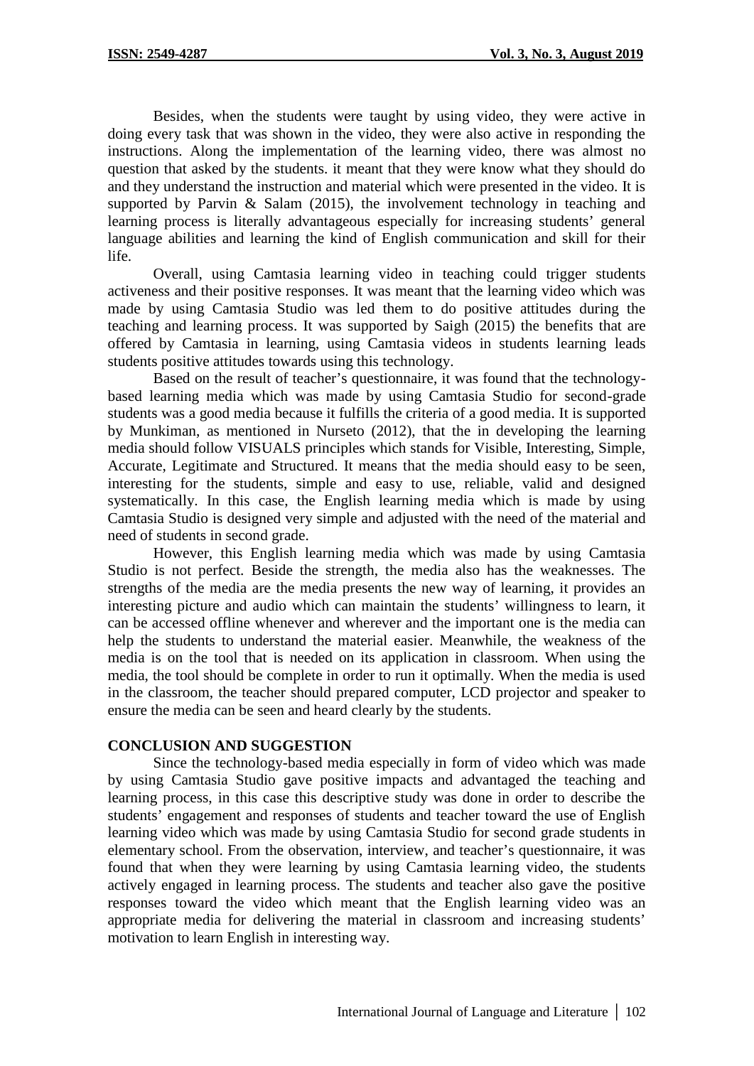Besides, when the students were taught by using video, they were active in doing every task that was shown in the video, they were also active in responding the instructions. Along the implementation of the learning video, there was almost no question that asked by the students. it meant that they were know what they should do and they understand the instruction and material which were presented in the video. It is supported by Parvin & Salam (2015), the involvement technology in teaching and learning process is literally advantageous especially for increasing students' general language abilities and learning the kind of English communication and skill for their life.

Overall, using Camtasia learning video in teaching could trigger students activeness and their positive responses. It was meant that the learning video which was made by using Camtasia Studio was led them to do positive attitudes during the teaching and learning process. It was supported by Saigh (2015) the benefits that are offered by Camtasia in learning, using Camtasia videos in students learning leads students positive attitudes towards using this technology.

Based on the result of teacher's questionnaire, it was found that the technology-based learning media which was made by using Camtasia Studio for second-grade students was a good media because it fulfills the criteria of a good media. It is supported by Munkiman, as mentioned in Nurseto (2012), that the in developing the learning media should follow VISUALS principles which stands for Visible, Interesting, Simple, Accurate, Legitimate and Structured. It means that the media should easy to be seen, interesting for the students, simple and easy to use, reliable, valid and designed systematically. In this case, the English learning media which is made by using Camtasia Studio is designed very simple and adjusted with the need of the material and need of students in second grade.

However, this English learning media which was made by using Camtasia Studio is not perfect. Beside the strength, the media also has the weaknesses. The strengths of the media are the media presents the new way of learning, it provides an interesting picture and audio which can maintain the students' willingness to learn, it can be accessed offline whenever and wherever and the important one is the media can help the students to understand the material easier. Meanwhile, the weakness of the media is on the tool that is needed on its application in classroom. When using the media, the tool should be complete in order to run it optimally. When the media is used in the classroom, the teacher should prepared computer, LCD projector and speaker to ensure the media can be seen and heard clearly by the students.

## CONCLUSION AND SUGGESTION

Since the technology-based media especially in form of video which was made by using Camtasia Studio gave positive impacts and advantaged the teaching and learning process, in this case this descriptive study was done in order to describe the students' engagement and responses of students and teacher toward the use of English learning video which was made by using Camtasia Studio for second grade students in elementary school. From the observation, interview, and teacher's questionnaire, it was found that when they were learning by using Camtasia learning video, the students actively engaged in learning process. The students and teacher also gave the positive responses toward the video which meant that the English learning video was an appropriate media for delivering the material in classroom and increasing students' motivation to learn English in interesting way.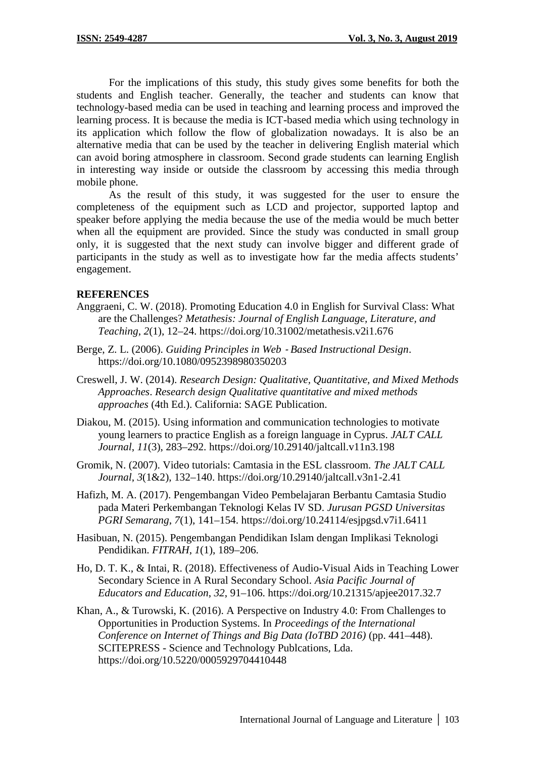For the implications of this study, this study gives some benefits for both the students and English teacher. Generally, the teacher and students can know that technology-based media can be used in teaching and learning process and improved the learning process. It is because the media is ICT-based media which using technology in its application which follow the flow of globalization nowadays. It is also be an alternative media that can be used by the teacher in delivering English material which can avoid boring atmosphere in classroom. Second grade students can learning English in interesting way inside or outside the classroom by accessing this media through mobile phone.

As the result of this study, it was suggested for the user to ensure the completeness of the equipment such as LCD and projector, supported laptop and speaker before applying the media because the use of the media would be much better when all the equipment are provided. Since the study was conducted in small group only, it is suggested that the next study can involve bigger and different grade of participants in the study as well as to investigate how far the media affects students' engagement.

## REFERENCES

Anggraeni, C. W. (2018). Promoting Education 4.0 in English for Survival Class: What are the Challenges? *Metathesis: Journal of English Language, Literature, and Teaching*, *2*(1), 12–24. https://doi.org/10.31002/metathesis.v2i1.676

Berge, Z. L. (2006). *Guiding Principles in Web‐Based Instructional Design*. https://doi.org/10.1080/0952398980350203

Creswell, J. W. (2014). *Research Design: Qualitative, Quantitative, and Mixed Methods Approaches*. *Research design Qualitative quantitative and mixed methods approaches* (4th Ed.). California: SAGE Publication.

Diakou, M. (2015). Using information and communication technologies to motivate young learners to practice English as a foreign language in Cyprus. *JALT CALL Journal*, *11*(3), 283–292. https://doi.org/10.29140/jaltcall.v11n3.198

Gromik, N. (2007). Video tutorials: Camtasia in the ESL classroom. *The JALT CALL Journal*, *3*(1&2), 132–140. https://doi.org/10.29140/jaltcall.v3n1-2.41

Hafizh, M. A. (2017). Pengembangan Video Pembelajaran Berbantu Camtasia Studio pada Materi Perkembangan Teknologi Kelas IV SD. *Jurusan PGSD Universitas PGRI Semarang*, *7*(1), 141–154. https://doi.org/10.24114/esjpgsd.v7i1.6411

Hasibuan, N. (2015). Pengembangan Pendidikan Islam dengan Implikasi Teknologi Pendidikan. *FITRAH*, *1*(1), 189–206.

Ho, D. T. K., & Intai, R. (2018). Effectiveness of Audio-Visual Aids in Teaching Lower Secondary Science in A Rural Secondary School. *Asia Pacific Journal of Educators and Education*, *32*, 91–106. https://doi.org/10.21315/apjee2017.32.7

Khan, A., & Turowski, K. (2016). A Perspective on Industry 4.0: From Challenges to Opportunities in Production Systems. In *Proceedings of the International Conference on Internet of Things and Big Data (IoTBD 2016)* (pp. 441–448). SCITEPRESS - Science and Technology Publcations, Lda. https://doi.org/10.5220/0005929704410448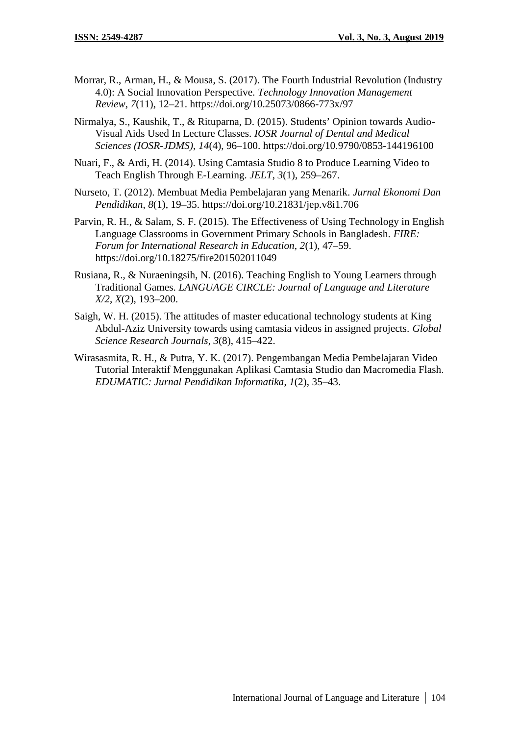Morrar, R., Arman, H., & Mousa, S. (2017). The Fourth Industrial Revolution (Industry 4.0): A Social Innovation Perspective. *Technology Innovation Management Review*, *7*(11), 12–21. https://doi.org/10.25073/0866-773x/97

Nirmalya, S., Kaushik, T., & Rituparna, D. (2015). Students' Opinion towards Audio-Visual Aids Used In Lecture Classes. *IOSR Journal of Dental and Medical Sciences (IOSR-JDMS)*, *14*(4), 96–100. https://doi.org/10.9790/0853-144196100

Nuari, F., & Ardi, H. (2014). Using Camtasia Studio 8 to Produce Learning Video to Teach English Through E-Learning. *JELT*, *3*(1), 259–267.

Nurseto, T. (2012). Membuat Media Pembelajaran yang Menarik. *Jurnal Ekonomi Dan Pendidikan*, *8*(1), 19–35. https://doi.org/10.21831/jep.v8i1.706

Parvin, R. H., & Salam, S. F. (2015). The Effectiveness of Using Technology in English Language Classrooms in Government Primary Schools in Bangladesh. *FIRE: Forum for International Research in Education*, *2*(1), 47–59. https://doi.org/10.18275/fire201502011049

Rusiana, R., & Nuraeningsih, N. (2016). Teaching English to Young Learners through Traditional Games. *LANGUAGE CIRCLE: Journal of Language and Literature X/2*, *X*(2), 193–200.

Saigh, W. H. (2015). The attitudes of master educational technology students at King Abdul-Aziz University towards using camtasia videos in assigned projects. *Global Science Research Journals*, *3*(8), 415–422.

Wirasasmita, R. H., & Putra, Y. K. (2017). Pengembangan Media Pembelajaran Video Tutorial Interaktif Menggunakan Aplikasi Camtasia Studio dan Macromedia Flash. *EDUMATIC: Jurnal Pendidikan Informatika*, *1*(2), 35–43.